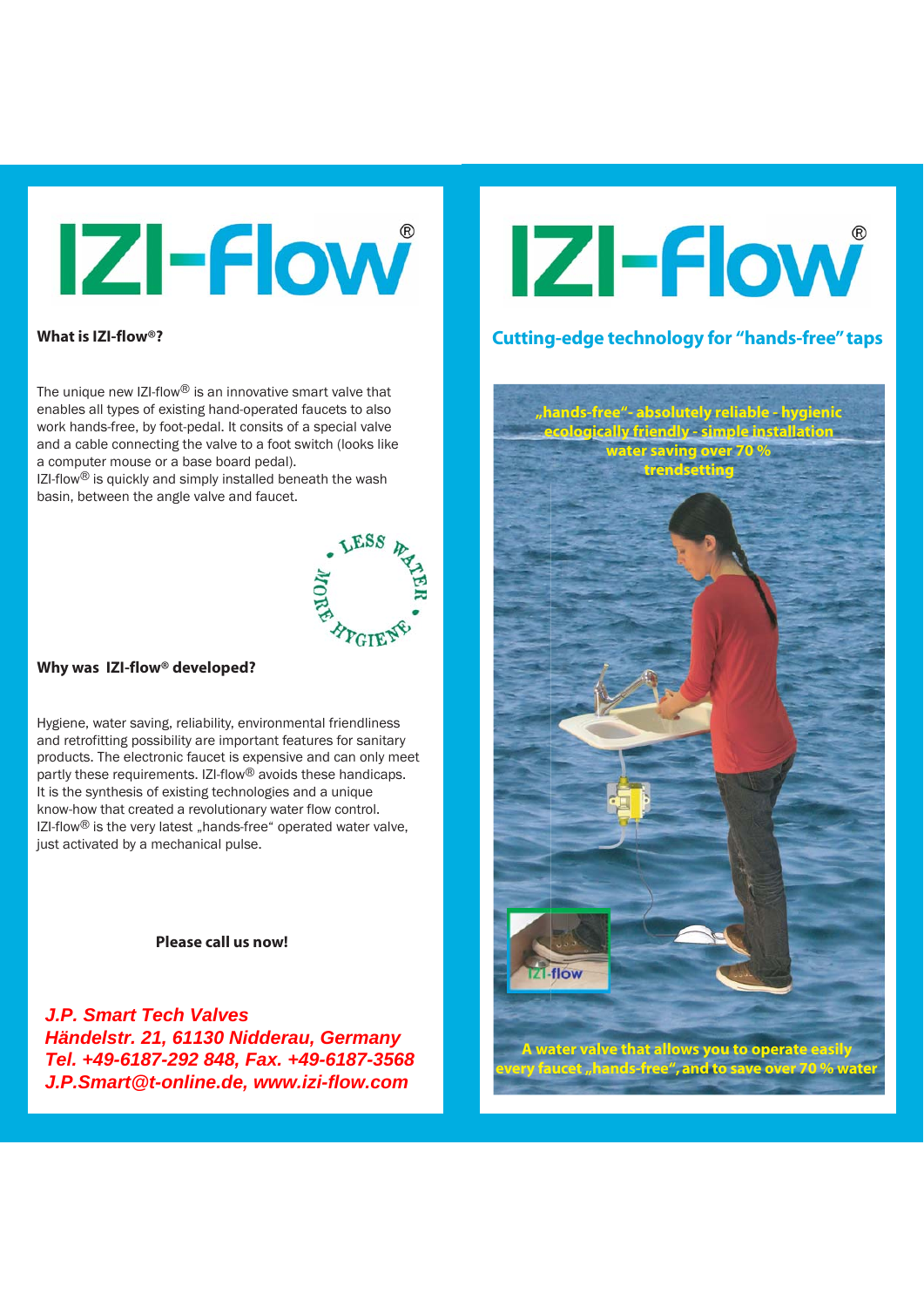# IZI-Flow®

**What is IZI-flow®?**

The unique new IZI-flow® is an innovative smart valve that enables all types of existing hand-operated faucets to also work hands-free, by foot-pedal. It consits of a special valve and a cable connecting the valve to a foot switch (looks like a computer mouse or a base board pedal).
IZI-flow® is quickly and simply installed beneath the wash basin, between the angle valve and faucet.

• LESS WATER • MORE HYGIENE

**Why was IZI-flow® developed?**

Hygiene, water saving, reliability, environmental friendliness and retrofitting possibility are important features for sanitary products. The electronic faucet is expensive and can only meet partly these requirements. IZI-flow® avoids these handicaps. It is the synthesis of existing technologies and a unique know-how that created a revolutionary water flow control. IZI-flow® is the very latest „hands-free“ operated water valve, just activated by a mechanical pulse.

**Please call us now!**

***J.P. Smart Tech Valves***
***Händelstr. 21, 61130 Nidderau, Germany***
***Tel. +49-6187-292 848, Fax. +49-6187-3568***
***J.P.Smart@t-online.de, www.izi-flow.com***

# IZI-Flow®

## Cutting-edge technology for “hands-free” taps

„hands-free“- absolutely reliable - hygienic
ecologically friendly - simple installation
water saving over 70 %
trendsetting

IZI-flow

A water valve that allows you to operate easily every faucet „hands-free“, and to save over 70 % water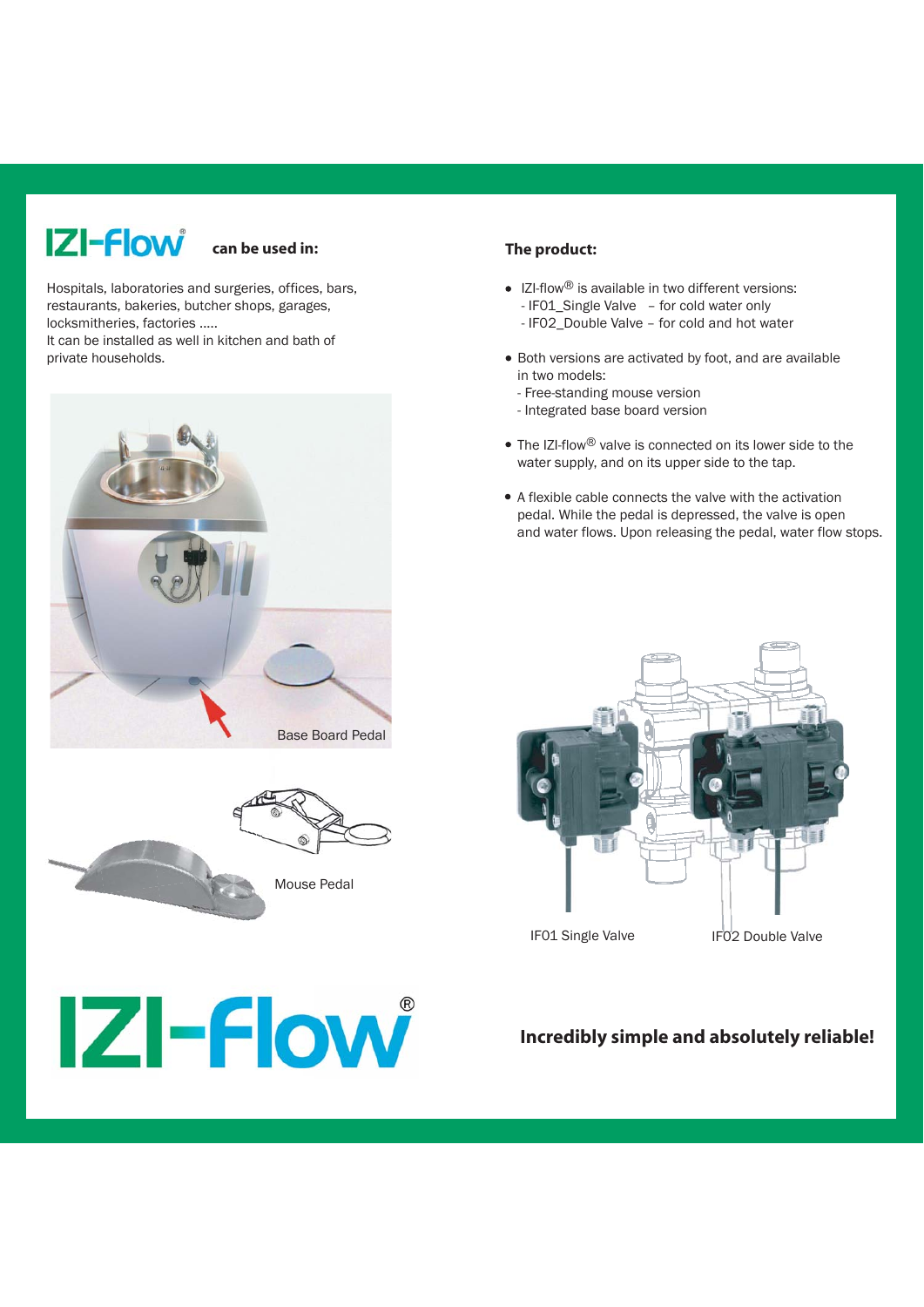## IZI-flow® can be used in:

Hospitals, laboratories and surgeries, offices, bars, restaurants, bakeries, butcher shops, garages, locksmitheries, factories .....
It can be installed as well in kitchen and bath of private households.

Base Board Pedal

Mouse Pedal

## The product:

- IZI-flow® is available in two different versions:
  - IF01_Single Valve – for cold water only
  - IF02_Double Valve – for cold and hot water
- Both versions are activated by foot, and are available in two models:
  - Free-standing mouse version
  - Integrated base board version
- The IZI-flow® valve is connected on its lower side to the water supply, and on its upper side to the tap.
- A flexible cable connects the valve with the activation pedal. While the pedal is depressed, the valve is open and water flows. Upon releasing the pedal, water flow stops.

IF01 Single Valve

IF02 Double Valve

# IZI-flow®

**Incredibly simple and absolutely reliable!**